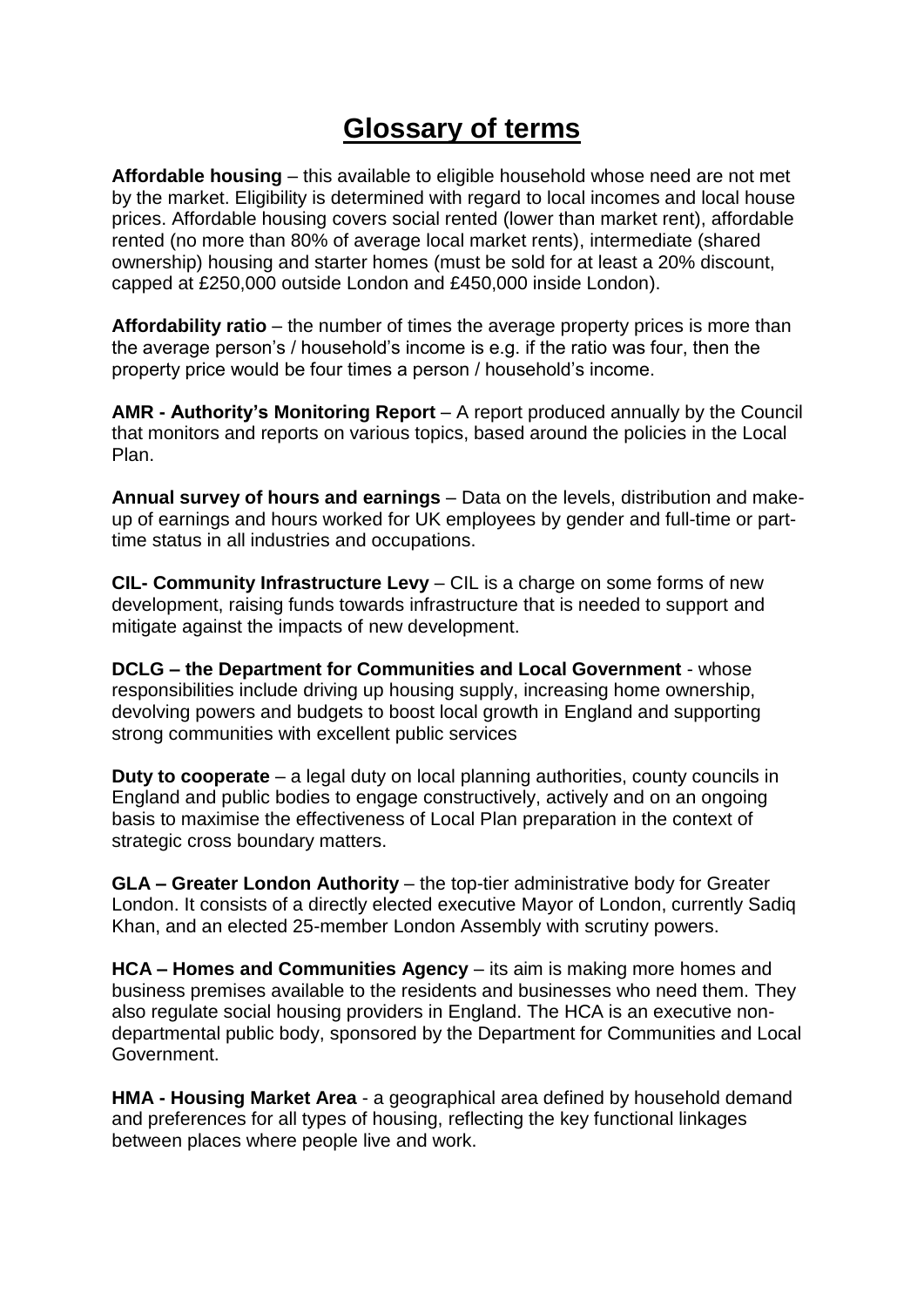# Glossary of terms

**Affordable housing** – this available to eligible household whose need are not met by the market. Eligibility is determined with regard to local incomes and local house prices. Affordable housing covers social rented (lower than market rent), affordable rented (no more than 80% of average local market rents), intermediate (shared ownership) housing and starter homes (must be sold for at least a 20% discount, capped at £250,000 outside London and £450,000 inside London).

**Affordability ratio** – the number of times the average property prices is more than the average person's / household's income is e.g. if the ratio was four, then the property price would be four times a person / household's income.

**AMR - Authority's Monitoring Report** – A report produced annually by the Council that monitors and reports on various topics, based around the policies in the Local Plan.

**Annual survey of hours and earnings** – Data on the levels, distribution and make-up of earnings and hours worked for UK employees by gender and full-time or part-time status in all industries and occupations.

**CIL- Community Infrastructure Levy** – CIL is a charge on some forms of new development, raising funds towards infrastructure that is needed to support and mitigate against the impacts of new development.

**DCLG – the Department for Communities and Local Government** - whose responsibilities include driving up housing supply, increasing home ownership, devolving powers and budgets to boost local growth in England and supporting strong communities with excellent public services

**Duty to cooperate** – a legal duty on local planning authorities, county councils in England and public bodies to engage constructively, actively and on an ongoing basis to maximise the effectiveness of Local Plan preparation in the context of strategic cross boundary matters.

**GLA – Greater London Authority** – the top-tier administrative body for Greater London. It consists of a directly elected executive Mayor of London, currently Sadiq Khan, and an elected 25-member London Assembly with scrutiny powers.

**HCA – Homes and Communities Agency** – its aim is making more homes and business premises available to the residents and businesses who need them. They also regulate social housing providers in England. The HCA is an executive non-departmental public body, sponsored by the Department for Communities and Local Government.

**HMA - Housing Market Area** - a geographical area defined by household demand and preferences for all types of housing, reflecting the key functional linkages between places where people live and work.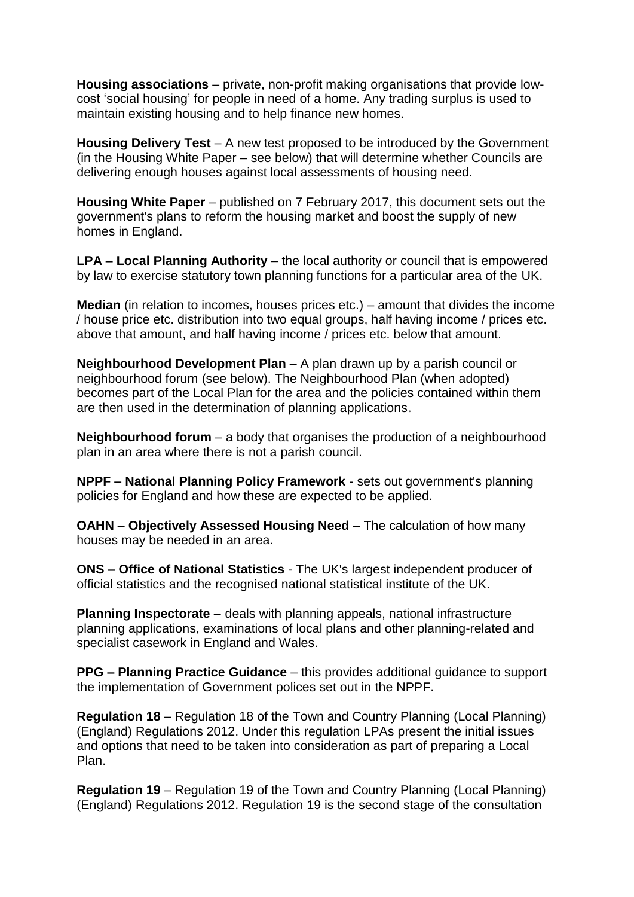**Housing associations** – private, non-profit making organisations that provide low-cost 'social housing' for people in need of a home. Any trading surplus is used to maintain existing housing and to help finance new homes.

**Housing Delivery Test** – A new test proposed to be introduced by the Government (in the Housing White Paper – see below) that will determine whether Councils are delivering enough houses against local assessments of housing need.

**Housing White Paper** – published on 7 February 2017, this document sets out the government's plans to reform the housing market and boost the supply of new homes in England.

**LPA – Local Planning Authority** – the local authority or council that is empowered by law to exercise statutory town planning functions for a particular area of the UK.

**Median** (in relation to incomes, houses prices etc.) – amount that divides the income / house price etc. distribution into two equal groups, half having income / prices etc. above that amount, and half having income / prices etc. below that amount.

**Neighbourhood Development Plan** – A plan drawn up by a parish council or neighbourhood forum (see below). The Neighbourhood Plan (when adopted) becomes part of the Local Plan for the area and the policies contained within them are then used in the determination of planning applications.

**Neighbourhood forum** – a body that organises the production of a neighbourhood plan in an area where there is not a parish council.

**NPPF – National Planning Policy Framework** - sets out government's planning policies for England and how these are expected to be applied.

**OAHN – Objectively Assessed Housing Need** – The calculation of how many houses may be needed in an area.

**ONS – Office of National Statistics** - The UK's largest independent producer of official statistics and the recognised national statistical institute of the UK.

**Planning Inspectorate** – deals with planning appeals, national infrastructure planning applications, examinations of local plans and other planning-related and specialist casework in England and Wales.

**PPG – Planning Practice Guidance** – this provides additional guidance to support the implementation of Government polices set out in the NPPF.

**Regulation 18** – Regulation 18 of the Town and Country Planning (Local Planning) (England) Regulations 2012. Under this regulation LPAs present the initial issues and options that need to be taken into consideration as part of preparing a Local Plan.

**Regulation 19** – Regulation 19 of the Town and Country Planning (Local Planning) (England) Regulations 2012. Regulation 19 is the second stage of the consultation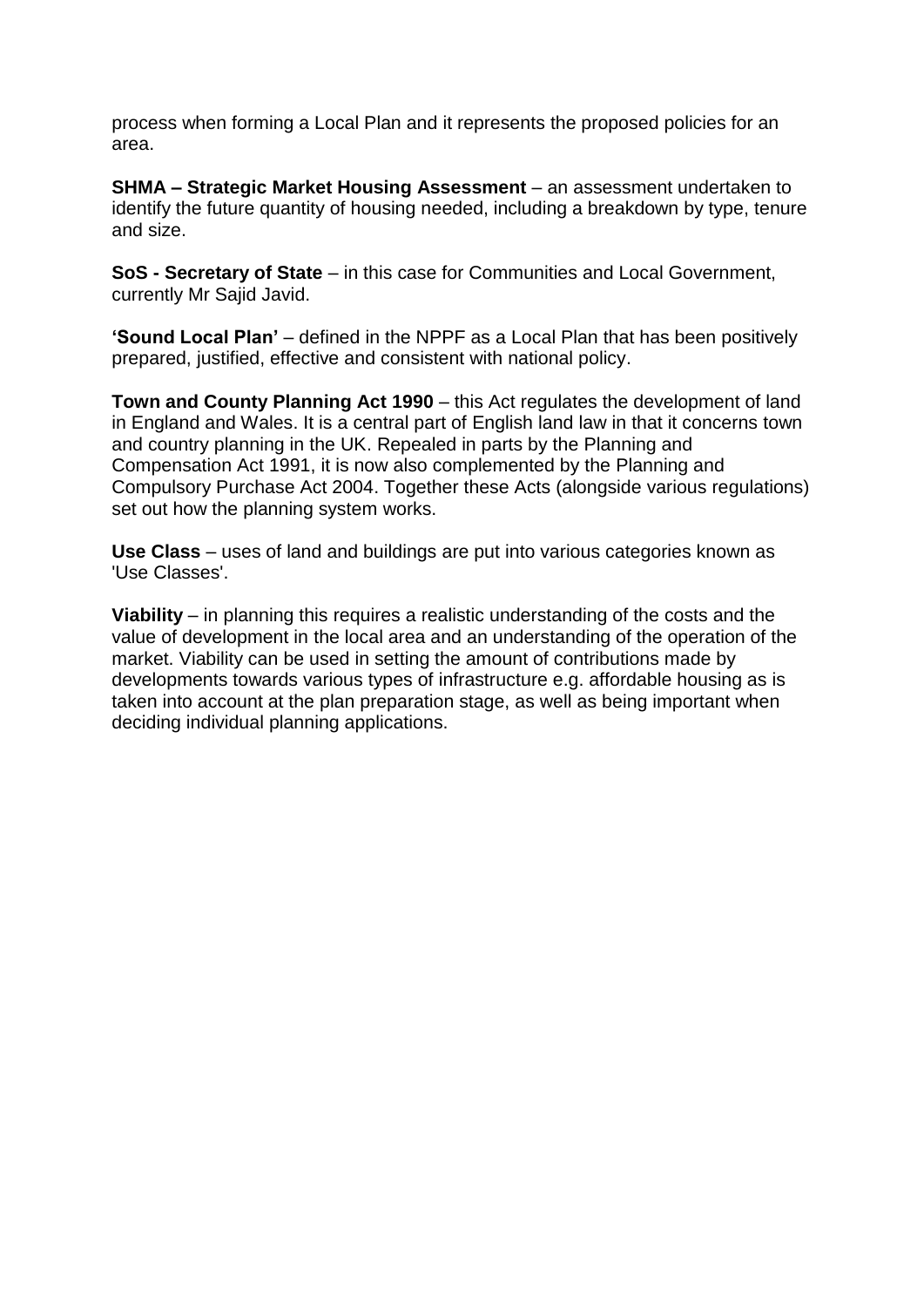process when forming a Local Plan and it represents the proposed policies for an area.

**SHMA – Strategic Market Housing Assessment** – an assessment undertaken to identify the future quantity of housing needed, including a breakdown by type, tenure and size.

**SoS - Secretary of State** – in this case for Communities and Local Government, currently Mr Sajid Javid.

**'Sound Local Plan'** – defined in the NPPF as a Local Plan that has been positively prepared, justified, effective and consistent with national policy.

**Town and County Planning Act 1990** – this Act regulates the development of land in England and Wales. It is a central part of English land law in that it concerns town and country planning in the UK. Repealed in parts by the Planning and Compensation Act 1991, it is now also complemented by the Planning and Compulsory Purchase Act 2004. Together these Acts (alongside various regulations) set out how the planning system works.

**Use Class** – uses of land and buildings are put into various categories known as 'Use Classes'.

**Viability** – in planning this requires a realistic understanding of the costs and the value of development in the local area and an understanding of the operation of the market. Viability can be used in setting the amount of contributions made by developments towards various types of infrastructure e.g. affordable housing as is taken into account at the plan preparation stage, as well as being important when deciding individual planning applications.